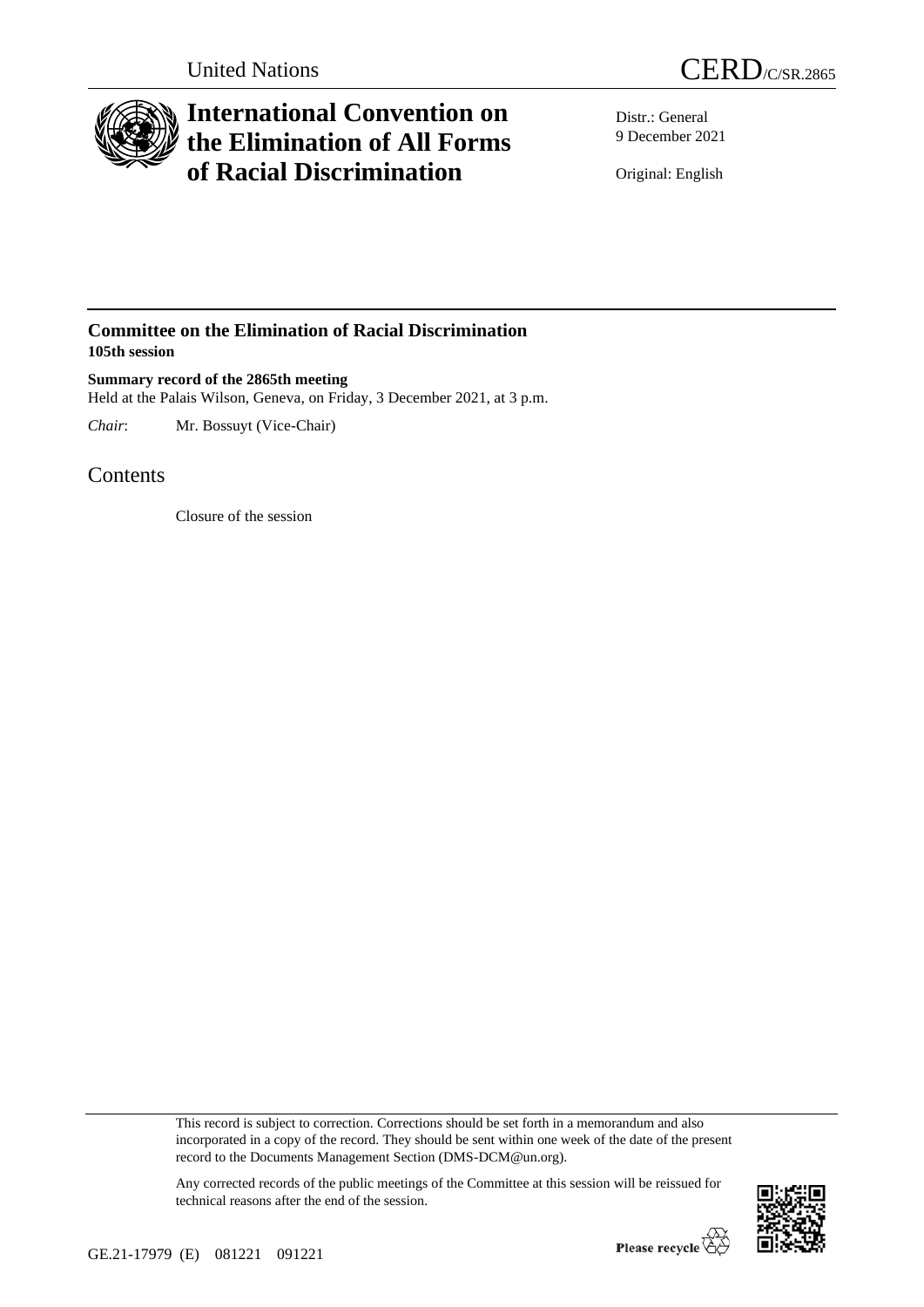United Nations

CERD/C/SR.2865

# International Convention on the Elimination of All Forms of Racial Discrimination

Distr.: General
9 December 2021

Original: English

**Committee on the Elimination of Racial Discrimination**
**105th session**

**Summary record of the 2865th meeting**
Held at the Palais Wilson, Geneva, on Friday, 3 December 2021, at 3 p.m.

*Chair*: Mr. Bossuyt (Vice-Chair)

## Contents

Closure of the session

This record is subject to correction. Corrections should be set forth in a memorandum and also incorporated in a copy of the record. They should be sent within one week of the date of the present record to the Documents Management Section (DMS-DCM@un.org).

Any corrected records of the public meetings of the Committee at this session will be reissued for technical reasons after the end of the session.

GE.21-17979 (E) 081221 091221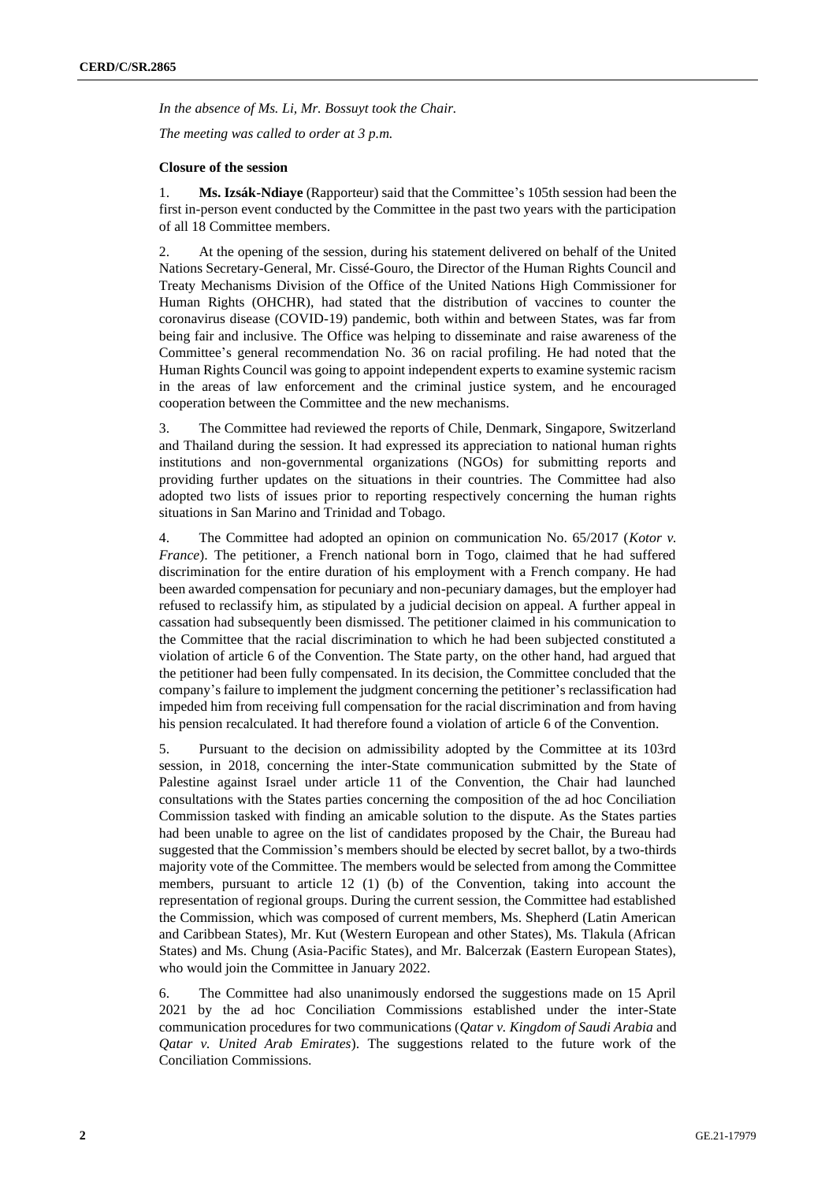*In the absence of Ms. Li, Mr. Bossuyt took the Chair.*

*The meeting was called to order at 3 p.m.*

**Closure of the session**

1. **Ms. Izsák-Ndiaye** (Rapporteur) said that the Committee's 105th session had been the first in-person event conducted by the Committee in the past two years with the participation of all 18 Committee members.

2. At the opening of the session, during his statement delivered on behalf of the United Nations Secretary-General, Mr. Cissé-Gouro, the Director of the Human Rights Council and Treaty Mechanisms Division of the Office of the United Nations High Commissioner for Human Rights (OHCHR), had stated that the distribution of vaccines to counter the coronavirus disease (COVID-19) pandemic, both within and between States, was far from being fair and inclusive. The Office was helping to disseminate and raise awareness of the Committee's general recommendation No. 36 on racial profiling. He had noted that the Human Rights Council was going to appoint independent experts to examine systemic racism in the areas of law enforcement and the criminal justice system, and he encouraged cooperation between the Committee and the new mechanisms.

3. The Committee had reviewed the reports of Chile, Denmark, Singapore, Switzerland and Thailand during the session. It had expressed its appreciation to national human rights institutions and non-governmental organizations (NGOs) for submitting reports and providing further updates on the situations in their countries. The Committee had also adopted two lists of issues prior to reporting respectively concerning the human rights situations in San Marino and Trinidad and Tobago.

4. The Committee had adopted an opinion on communication No. 65/2017 (*Kotor v. France*). The petitioner, a French national born in Togo, claimed that he had suffered discrimination for the entire duration of his employment with a French company. He had been awarded compensation for pecuniary and non-pecuniary damages, but the employer had refused to reclassify him, as stipulated by a judicial decision on appeal. A further appeal in cassation had subsequently been dismissed. The petitioner claimed in his communication to the Committee that the racial discrimination to which he had been subjected constituted a violation of article 6 of the Convention. The State party, on the other hand, had argued that the petitioner had been fully compensated. In its decision, the Committee concluded that the company's failure to implement the judgment concerning the petitioner's reclassification had impeded him from receiving full compensation for the racial discrimination and from having his pension recalculated. It had therefore found a violation of article 6 of the Convention.

5. Pursuant to the decision on admissibility adopted by the Committee at its 103rd session, in 2018, concerning the inter-State communication submitted by the State of Palestine against Israel under article 11 of the Convention, the Chair had launched consultations with the States parties concerning the composition of the ad hoc Conciliation Commission tasked with finding an amicable solution to the dispute. As the States parties had been unable to agree on the list of candidates proposed by the Chair, the Bureau had suggested that the Commission's members should be elected by secret ballot, by a two-thirds majority vote of the Committee. The members would be selected from among the Committee members, pursuant to article 12 (1) (b) of the Convention, taking into account the representation of regional groups. During the current session, the Committee had established the Commission, which was composed of current members, Ms. Shepherd (Latin American and Caribbean States), Mr. Kut (Western European and other States), Ms. Tlakula (African States) and Ms. Chung (Asia-Pacific States), and Mr. Balcerzak (Eastern European States), who would join the Committee in January 2022.

6. The Committee had also unanimously endorsed the suggestions made on 15 April 2021 by the ad hoc Conciliation Commissions established under the inter-State communication procedures for two communications (*Qatar v. Kingdom of Saudi Arabia* and *Qatar v. United Arab Emirates*). The suggestions related to the future work of the Conciliation Commissions.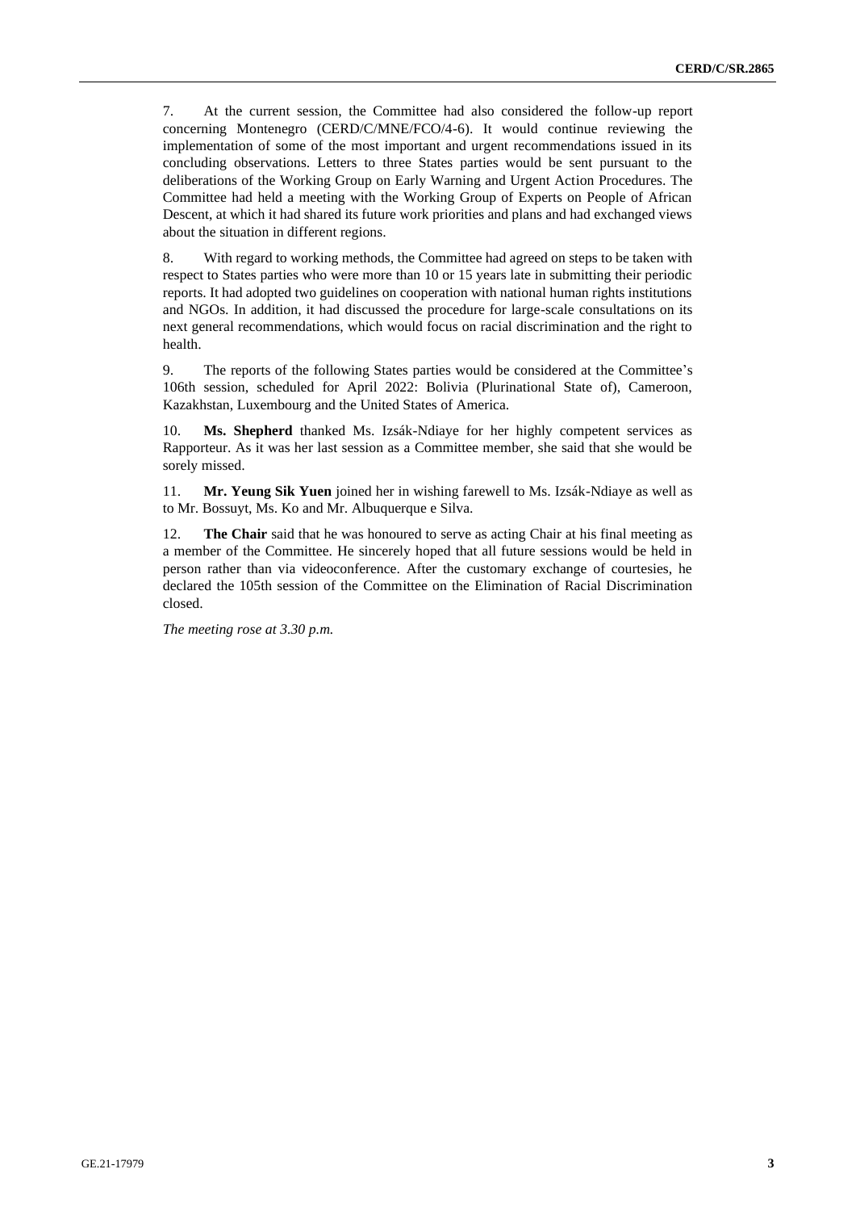7. At the current session, the Committee had also considered the follow-up report concerning Montenegro (CERD/C/MNE/FCO/4-6). It would continue reviewing the implementation of some of the most important and urgent recommendations issued in its concluding observations. Letters to three States parties would be sent pursuant to the deliberations of the Working Group on Early Warning and Urgent Action Procedures. The Committee had held a meeting with the Working Group of Experts on People of African Descent, at which it had shared its future work priorities and plans and had exchanged views about the situation in different regions.

8. With regard to working methods, the Committee had agreed on steps to be taken with respect to States parties who were more than 10 or 15 years late in submitting their periodic reports. It had adopted two guidelines on cooperation with national human rights institutions and NGOs. In addition, it had discussed the procedure for large-scale consultations on its next general recommendations, which would focus on racial discrimination and the right to health.

9. The reports of the following States parties would be considered at the Committee's 106th session, scheduled for April 2022: Bolivia (Plurinational State of), Cameroon, Kazakhstan, Luxembourg and the United States of America.

10. **Ms. Shepherd** thanked Ms. Izsák-Ndiaye for her highly competent services as Rapporteur. As it was her last session as a Committee member, she said that she would be sorely missed.

11. **Mr. Yeung Sik Yuen** joined her in wishing farewell to Ms. Izsák-Ndiaye as well as to Mr. Bossuyt, Ms. Ko and Mr. Albuquerque e Silva.

12. **The Chair** said that he was honoured to serve as acting Chair at his final meeting as a member of the Committee. He sincerely hoped that all future sessions would be held in person rather than via videoconference. After the customary exchange of courtesies, he declared the 105th session of the Committee on the Elimination of Racial Discrimination closed.

*The meeting rose at 3.30 p.m.*